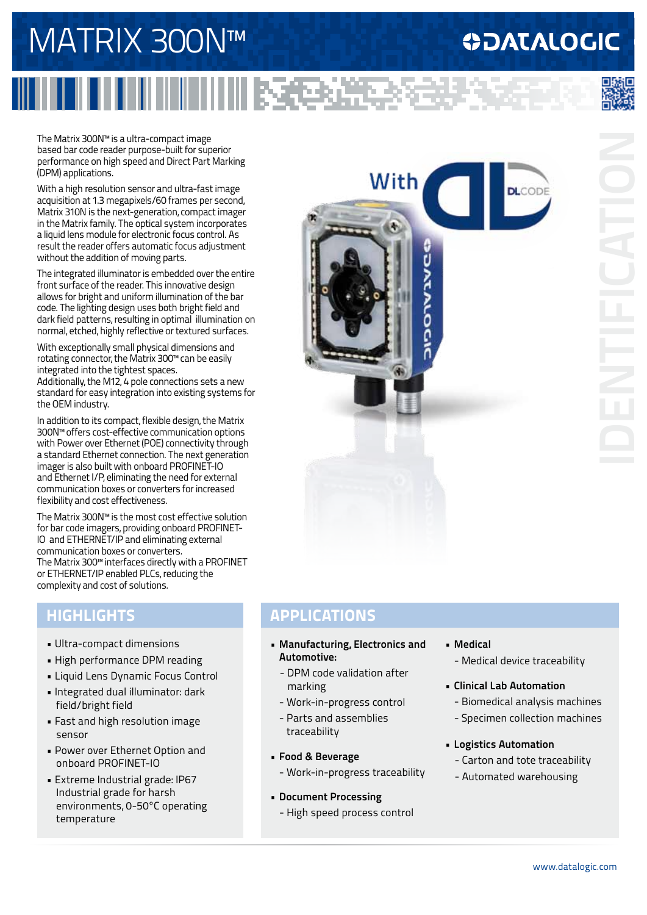# MATRIX 300N™

DATALOGIC

IDENTIFICATION

The Matrix 300N™ is a ultra-compact image based bar code reader purpose-built for superior performance on high speed and Direct Part Marking (DPM) applications.

With a high resolution sensor and ultra-fast image acquisition at 1.3 megapixels/60 frames per second, Matrix 310N is the next-generation, compact imager in the Matrix family. The optical system incorporates a liquid lens module for electronic focus control. As result the reader offers automatic focus adjustment without the addition of moving parts.

The integrated illuminator is embedded over the entire front surface of the reader. This innovative design allows for bright and uniform illumination of the bar code. The lighting design uses both bright field and dark field patterns, resulting in optimal illumination on normal, etched, highly reflective or textured surfaces.

With exceptionally small physical dimensions and rotating connector, the Matrix 300™ can be easily integrated into the tightest spaces.
Additionally, the M12, 4 pole connections sets a new standard for easy integration into existing systems for the OEM industry.

In addition to its compact, flexible design, the Matrix 300N™ offers cost-effective communication options with Power over Ethernet (POE) connectivity through a standard Ethernet connection. The next generation imager is also built with onboard PROFINET-IO and Ethernet I/P, eliminating the need for external communication boxes or converters for increased flexibility and cost effectiveness.

The Matrix 300N™ is the most cost effective solution for bar code imagers, providing onboard PROFINET-IO and ETHERNET/IP and eliminating external communication boxes or converters.
The Matrix 300™ interfaces directly with a PROFINET or ETHERNET/IP enabled PLCs, reducing the complexity and cost of solutions.

With DLCODE

## HIGHLIGHTS

- Ultra-compact dimensions
- High performance DPM reading
- Liquid Lens Dynamic Focus Control
- Integrated dual illuminator: dark field/bright field
- Fast and high resolution image sensor
- Power over Ethernet Option and onboard PROFINET-IO
- Extreme Industrial grade: IP67 Industrial grade for harsh environments, 0-50°C operating temperature

## APPLICATIONS

- **Manufacturing, Electronics and Automotive:**
  - DPM code validation after marking
  - Work-in-progress control
  - Parts and assemblies traceability
- **Food & Beverage**
  - Work-in-progress traceability
- **Document Processing**
  - High speed process control
- **Medical**
  - Medical device traceability
- **Clinical Lab Automation**
  - Biomedical analysis machines
  - Specimen collection machines
- **Logistics Automation**
  - Carton and tote traceability
  - Automated warehousing

www.datalogic.com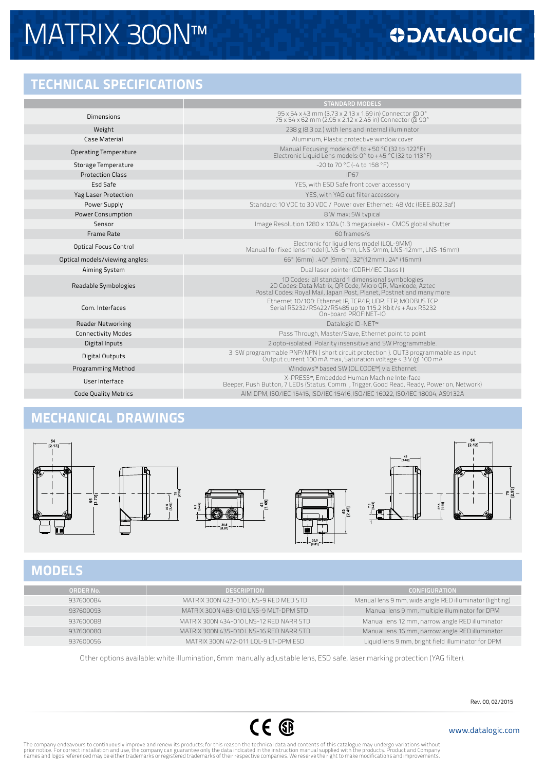# MATRIX 300N™

## TECHNICAL SPECIFICATIONS

| | STANDARD MODELS |
|---|---|
| Dimensions | 95 x 54 x 43 mm (3.73 x 2.13 x 1.69 in) Connector @ 0°<br>75 x 54 x 62 mm (2.95 x 2.12 x 2.45 in) Connector @ 90° |
| Weight | 238 g (8.3 oz.) with lens and internal illuminator |
| Case Material | Aluminum, Plastic protective window cover |
| Operating Temperature | Manual Focusing models: 0° to +50 °C (32 to 122°F)<br>Electronic Liquid Lens models: 0° to +45 °C (32 to 113°F) |
| Storage Temperature | -20 to 70 °C (-4 to 158 °F) |
| Protection Class | IP67 |
| Esd Safe | YES, with ESD Safe front cover accessory |
| Yag Laser Protection | YES, with YAG cut filter accessory |
| Power Supply | Standard: 10 VDC to 30 VDC / Power over Ethernet: 48 Vdc (IEEE 802.3af) |
| Power Consumption | 8 W max; 5W typical |
| Sensor | Image Resolution 1280 x 1024 (1.3 megapixels) - CMOS global shutter |
| Frame Rate | 60 frames/s |
| Optical Focus Control | Electronic for liquid lens model (LQL-9MM)<br>Manual for fixed lens model (LNS-6mm, LNS-9mm, LNS-12mm, LNS-16mm) |
| Optical models/viewing angles: | 66° (6mm) . 40° (9mm) . 32°(12mm) . 24° (16mm) |
| Aiming System | Dual laser pointer (CDRH/IEC Class II) |
| Readable Symbologies | 1D Codes: all standard 1 dimensional symbologies<br>2D Codes: Data Matrix, QR Code, Micro QR, Maxicode, Aztec<br>Postal Codes: Royal Mail, Japan Post, Planet, Postnet and many more |
| Com. Interfaces | Ethernet 10/100: Ethernet IP, TCP/IP, UDP, FTP, MODBUS TCP<br>Serial RS232/RS422/RS485 up to 115.2 Kbit/s + Aux RS232<br>On-board PROFINET-IO |
| Reader Networking | Datalogic ID-NET™ |
| Connectivity Modes | Pass Through, Master/Slave, Ethernet point to point |
| Digital Inputs | 2 opto-isolated. Polarity insensitive and SW Programmable. |
| Digital Outputs | 3 SW programmable PNP/NPN ( short circuit protection ). OUT3 programmable as input<br>Output current 100 mA max, Saturation voltage < 3 V @ 100 mA |
| Programming Method | Windows™ based SW (DL.CODE™) via Ethernet |
| User Interface | X-PRESS™, Embedded Human Machine Interface<br>Beeper, Push Button, 7 LEDs (Status, Comm. , Trigger, Good Read, Ready, Power on, Network) |
| Code Quality Metrics | AIM DPM, ISO/IEC 15415, ISO/IEC 15416, ISO/IEC 16022, ISO/IEC 18004, AS9132A |

## MECHANICAL DRAWINGS

54 [2.13]
95 [3.73]
37.8 [1.49]
75 [2.95]
8.1 [0.32]
43 [1.69]
20.5 [0.81]
62 [2.45]
20.5 [0.81]
43 [1.69]
7.3 [0.29]
37.8 [1.49]
54 [2.12]
75 [2.95]

## MODELS

| ORDER No. | DESCRIPTION | CONFIGURATION |
|---|---|---|
| 937600084 | MATRIX 300N 423-010 LNS-9 RED MED STD | Manual lens 9 mm, wide angle RED illuminator (lighting) |
| 937600093 | MATRIX 300N 483-010 LNS-9 MLT-DPM STD | Manual lens 9 mm, multiple illuminator for DPM |
| 937600088 | MATRIX 300N 434-010 LNS-12 RED NARR STD | Manual lens 12 mm, narrow angle RED illuminator |
| 937600080 | MATRIX 300N 435-010 LNS-16 RED NARR STD | Manual lens 16 mm, narrow angle RED illuminator |
| 937600056 | MATRIX 300N 472-011 LQL-9 LT-DPM ESD | Liquid lens 9 mm, bright field illuminator for DPM |

Other options available: white illumination, 6mm manually adjustable lens, ESD safe, laser marking protection (YAG filter).

Rev. 00, 02/2015

www.datalogic.com

The company endeavours to continuously improve and renew its products; for this reason the technical data and contents of this catalogue may undergo variations without prior notice. For correct installation and use, the company can guarantee only the data indicated in the instruction manual supplied with the products. Product and Company names and logos referenced may be either trademarks or registered trademarks of their respective companies. We reserve the right to make modifications and improvements.